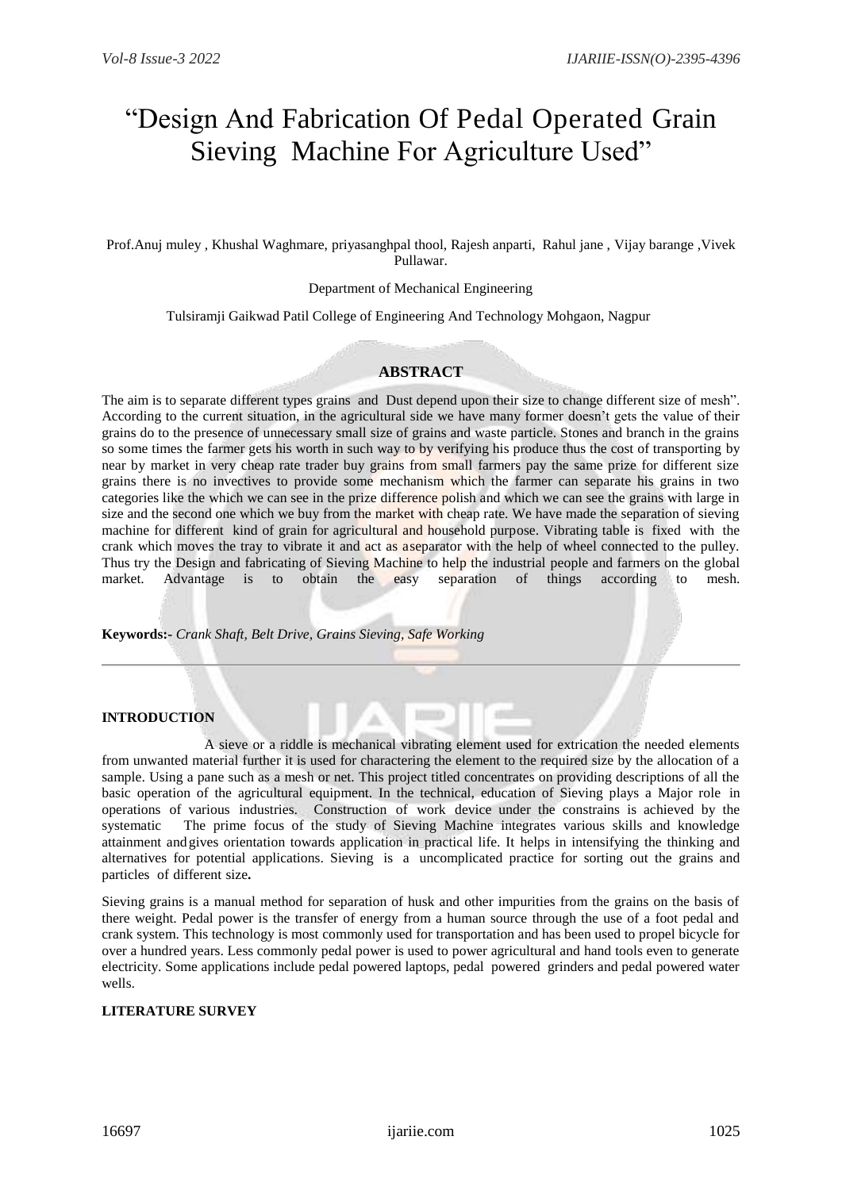# "Design And Fabrication Of Pedal Operated Grain Sieving Machine For Agriculture Used"

Prof.Anuj muley , Khushal Waghmare, priyasanghpal thool, Rajesh anparti, Rahul jane , Vijay barange ,Vivek Pullawar.

Department of Mechanical Engineering

Tulsiramji Gaikwad Patil College of Engineering And Technology Mohgaon, Nagpur

## ABSTRACT

The aim is to separate different types grains and Dust depend upon their size to change different size of mesh". According to the current situation, in the agricultural side we have many former doesn't gets the value of their grains do to the presence of unnecessary small size of grains and waste particle. Stones and branch in the grains so some times the farmer gets his worth in such way to by verifying his produce thus the cost of transporting by near by market in very cheap rate trader buy grains from small farmers pay the same prize for different size grains there is no invectives to provide some mechanism which the farmer can separate his grains in two categories like the which we can see in the prize difference polish and which we can see the grains with large in size and the second one which we buy from the market with cheap rate. We have made the separation of sieving machine for different kind of grain for agricultural and household purpose. Vibrating table is fixed with the crank which moves the tray to vibrate it and act as aseparator with the help of wheel connected to the pulley. Thus try the Design and fabricating of Sieving Machine to help the industrial people and farmers on the global market. Advantage is to obtain the easy separation of things according to mesh.

**Keywords:-** *Crank Shaft, Belt Drive, Grains Sieving, Safe Working*

## INTRODUCTION

A sieve or a riddle is mechanical vibrating element used for extrication the needed elements from unwanted material further it is used for charactering the element to the required size by the allocation of a sample. Using a pane such as a mesh or net. This project titled concentrates on providing descriptions of all the basic operation of the agricultural equipment. In the technical, education of Sieving plays a Major role in operations of various industries. Construction of work device under the constrains is achieved by the systematic The prime focus of the study of Sieving Machine integrates various skills and knowledge attainment and gives orientation towards application in practical life. It helps in intensifying the thinking and alternatives for potential applications. Sieving is a uncomplicated practice for sorting out the grains and particles of different size**.**

Sieving grains is a manual method for separation of husk and other impurities from the grains on the basis of there weight. Pedal power is the transfer of energy from a human source through the use of a foot pedal and crank system. This technology is most commonly used for transportation and has been used to propel bicycle for over a hundred years. Less commonly pedal power is used to power agricultural and hand tools even to generate electricity. Some applications include pedal powered laptops, pedal powered grinders and pedal powered water wells.

## LITERATURE SURVEY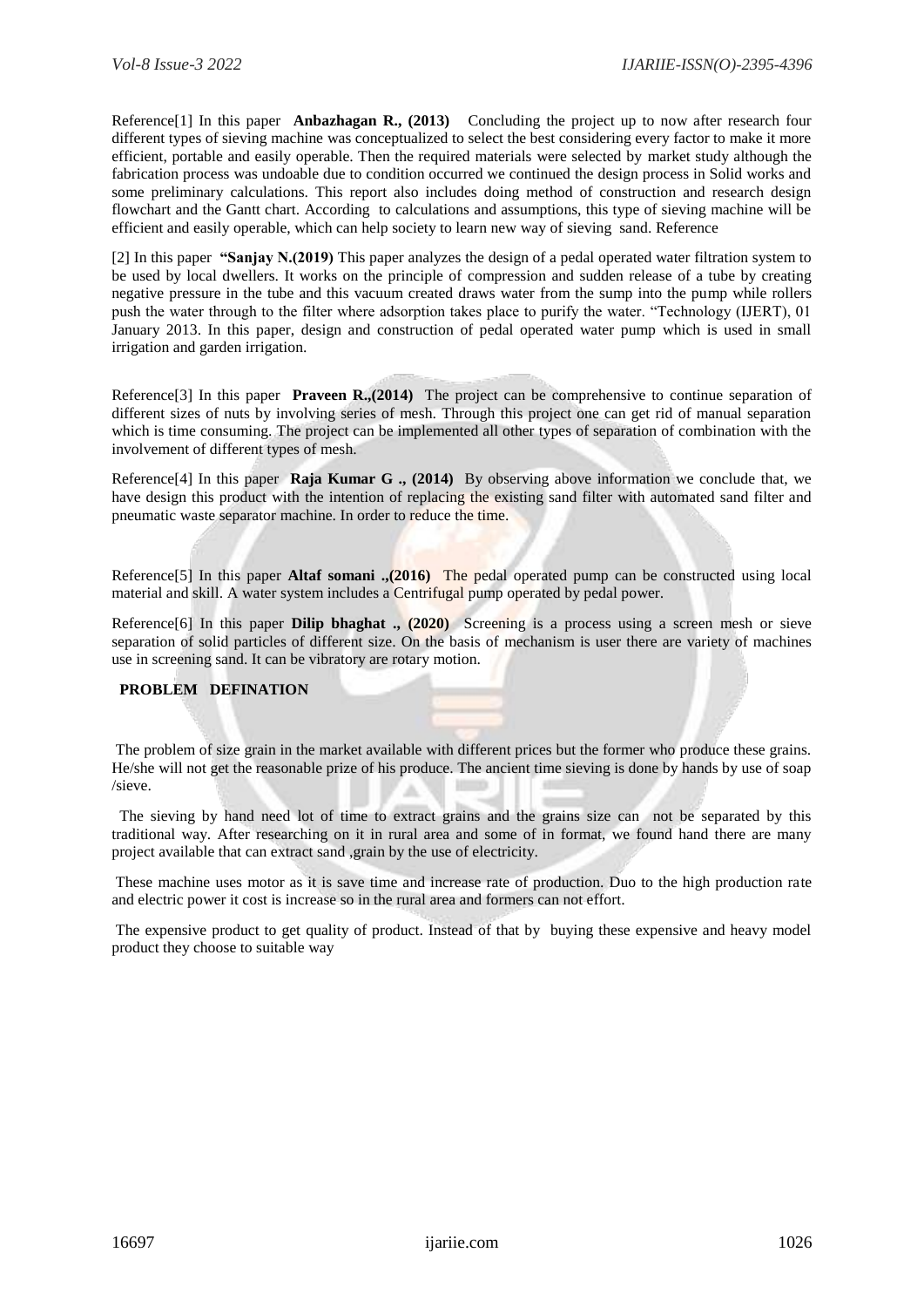Reference[1] In this paper **Anbazhagan R., (2013)** Concluding the project up to now after research four different types of sieving machine was conceptualized to select the best considering every factor to make it more efficient, portable and easily operable. Then the required materials were selected by market study although the fabrication process was undoable due to condition occurred we continued the design process in Solid works and some preliminary calculations. This report also includes doing method of construction and research design flowchart and the Gantt chart. According to calculations and assumptions, this type of sieving machine will be efficient and easily operable, which can help society to learn new way of sieving sand. Reference

[2] In this paper **"Sanjay N.(2019)** This paper analyzes the design of a pedal operated water filtration system to be used by local dwellers. It works on the principle of compression and sudden release of a tube by creating negative pressure in the tube and this vacuum created draws water from the sump into the pump while rollers push the water through to the filter where adsorption takes place to purify the water. "Technology (IJERT), 01 January 2013. In this paper, design and construction of pedal operated water pump which is used in small irrigation and garden irrigation.

Reference[3] In this paper **Praveen R.,(2014)** The project can be comprehensive to continue separation of different sizes of nuts by involving series of mesh. Through this project one can get rid of manual separation which is time consuming. The project can be implemented all other types of separation of combination with the involvement of different types of mesh.

Reference[4] In this paper **Raja Kumar G ., (2014)** By observing above information we conclude that, we have design this product with the intention of replacing the existing sand filter with automated sand filter and pneumatic waste separator machine. In order to reduce the time.

Reference[5] In this paper **Altaf somani .,(2016)** The pedal operated pump can be constructed using local material and skill. A water system includes a Centrifugal pump operated by pedal power.

Reference[6] In this paper **Dilip bhaghat ., (2020)** Screening is a process using a screen mesh or sieve separation of solid particles of different size. On the basis of mechanism is user there are variety of machines use in screening sand. It can be vibratory are rotary motion.

**PROBLEM DEFINATION**

The problem of size grain in the market available with different prices but the former who produce these grains. He/she will not get the reasonable prize of his produce. The ancient time sieving is done by hands by use of soap /sieve.

The sieving by hand need lot of time to extract grains and the grains size can not be separated by this traditional way. After researching on it in rural area and some of in format, we found hand there are many project available that can extract sand ,grain by the use of electricity.

These machine uses motor as it is save time and increase rate of production. Duo to the high production rate and electric power it cost is increase so in the rural area and formers can not effort.

The expensive product to get quality of product. Instead of that by buying these expensive and heavy model product they choose to suitable way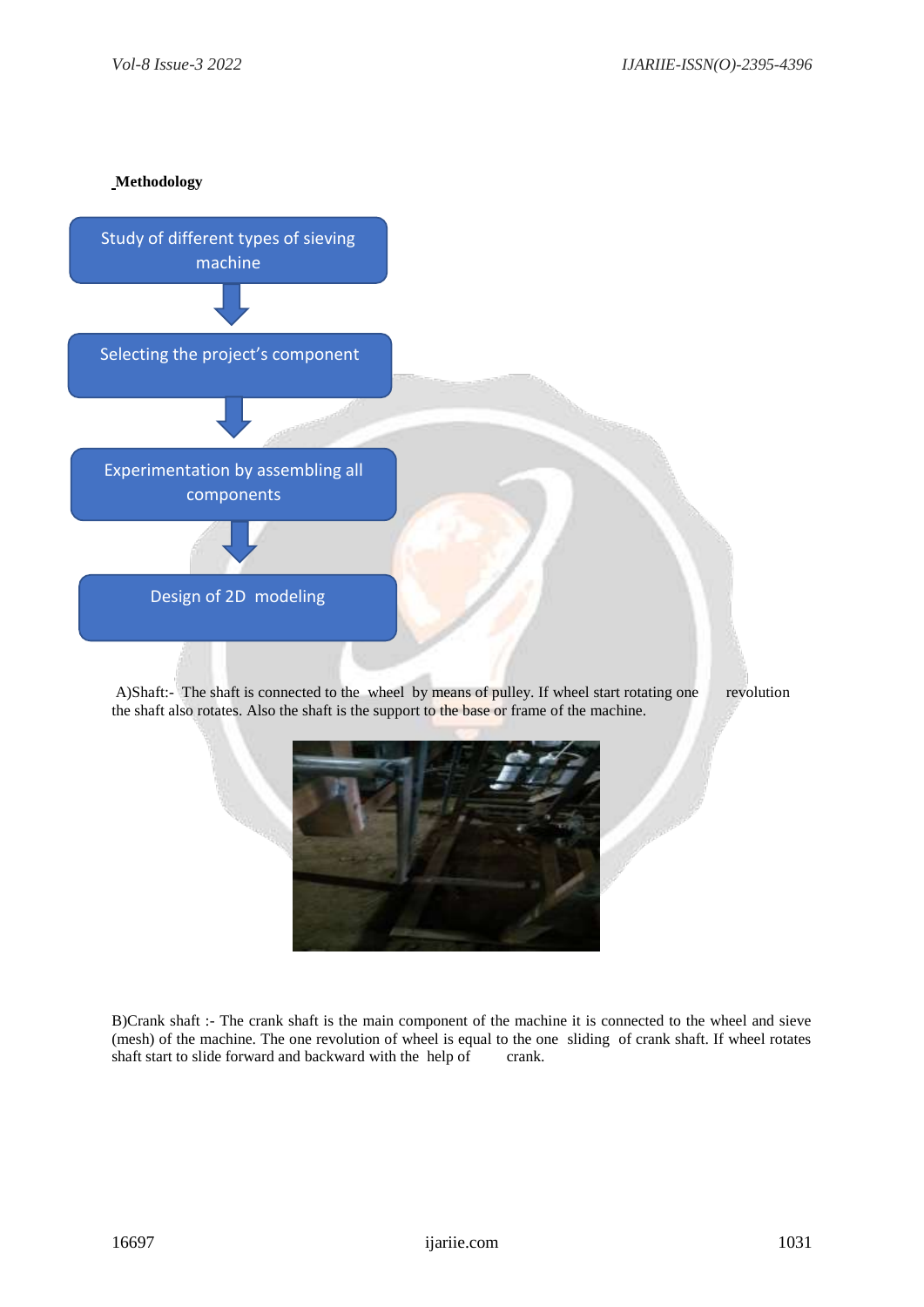**Methodology**

Study of different types of sieving machine

↓

Selecting the project's component

↓

Experimentation by assembling all components

↓

Design of 2D modeling

A)Shaft:- The shaft is connected to the wheel by means of pulley. If wheel start rotating one revolution the shaft also rotates. Also the shaft is the support to the base or frame of the machine.

B)Crank shaft :- The crank shaft is the main component of the machine it is connected to the wheel and sieve (mesh) of the machine. The one revolution of wheel is equal to the one sliding of crank shaft. If wheel rotates shaft start to slide forward and backward with the help of crank.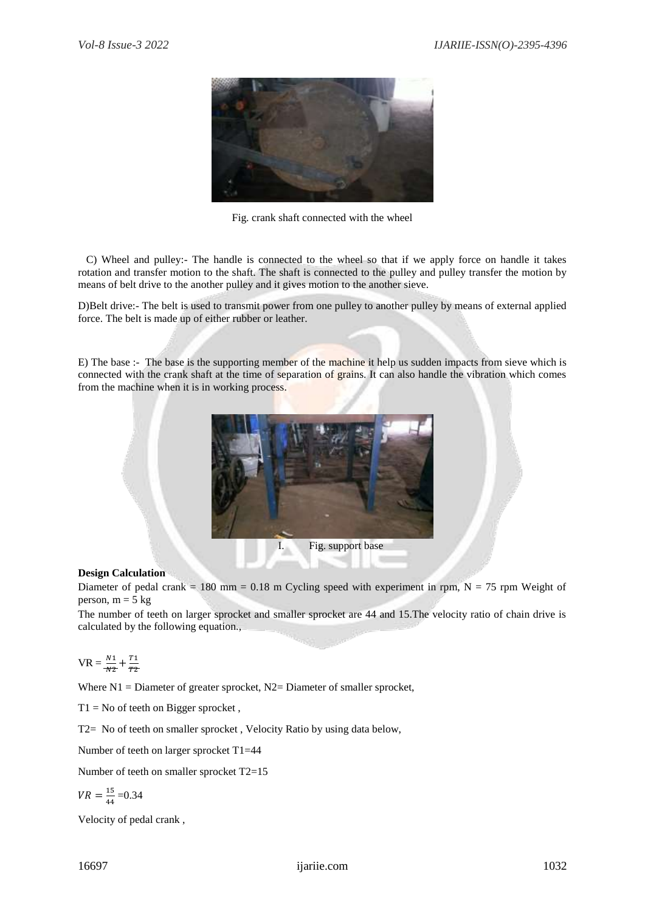Fig. crank shaft connected with the wheel

C) Wheel and pulley:- The handle is connected to the wheel so that if we apply force on handle it takes rotation and transfer motion to the shaft. The shaft is connected to the pulley and pulley transfer the motion by means of belt drive to the another pulley and it gives motion to the another sieve.

D)Belt drive:- The belt is used to transmit power from one pulley to another pulley by means of external applied force. The belt is made up of either rubber or leather.

E) The base :- The base is the supporting member of the machine it help us sudden impacts from sieve which is connected with the crank shaft at the time of separation of grains. It can also handle the vibration which comes from the machine when it is in working process.

I. Fig. support base

**Design Calculation**

Diameter of pedal crank = 180 mm = 0.18 m Cycling speed with experiment in rpm, N = 75 rpm Weight of person, m = 5 kg

The number of teeth on larger sprocket and smaller sprocket are 44 and 15.The velocity ratio of chain drive is calculated by the following equation.,

$$VR = \frac{N1}{N2} + \frac{T1}{T2}$$

Where N1 = Diameter of greater sprocket, N2= Diameter of smaller sprocket,

T1 = No of teeth on Bigger sprocket ,

T2= No of teeth on smaller sprocket , Velocity Ratio by using data below,

Number of teeth on larger sprocket T1=44

Number of teeth on smaller sprocket T2=15

$$VR = \frac{15}{44} = 0.34$$

Velocity of pedal crank ,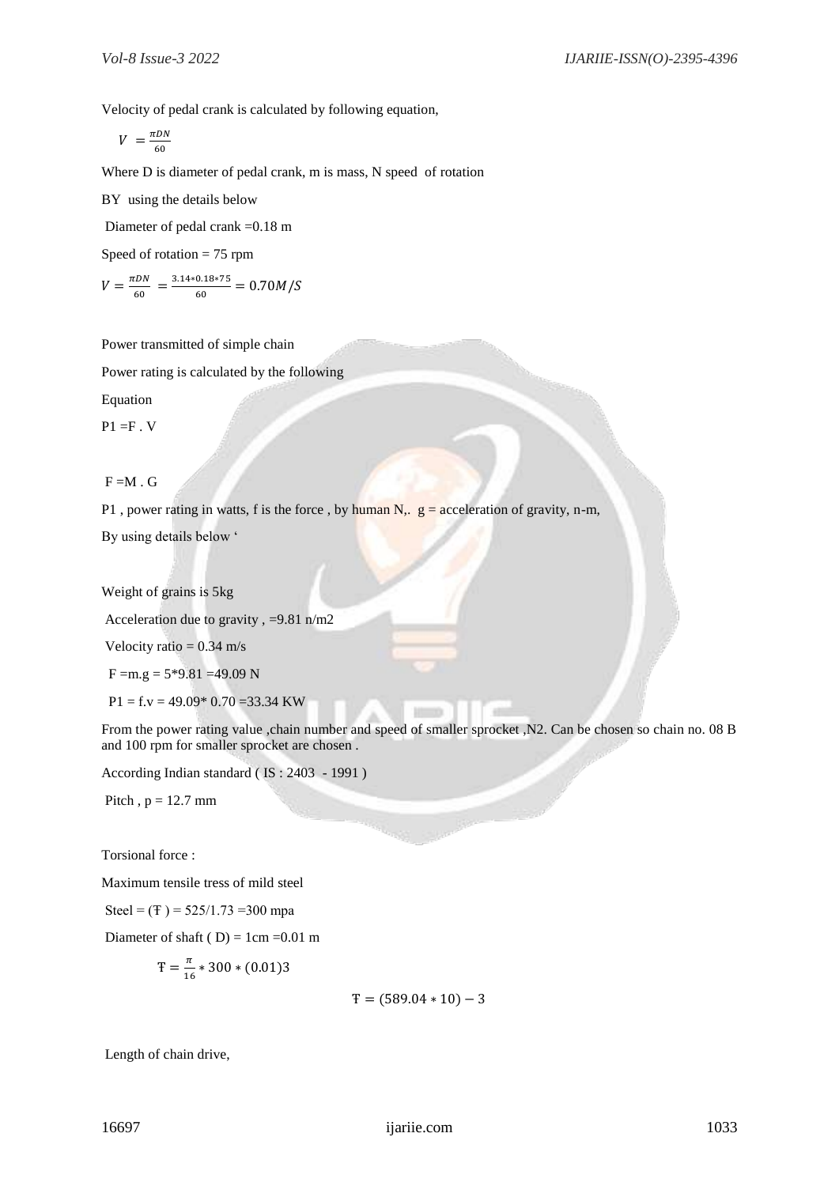Velocity of pedal crank is calculated by following equation,

$$V = \frac{\pi DN}{60}$$

Where D is diameter of pedal crank, m is mass, N speed of rotation

BY using the details below

Diameter of pedal crank =0.18 m

Speed of rotation = 75 rpm

$$V = \frac{\pi DN}{60} = \frac{3.14*0.18*75}{60} = 0.70M/S$$

Power transmitted of simple chain

Power rating is calculated by the following

Equation

P1 =F . V

F =M . G

P1 , power rating in watts, f is the force , by human N,. g = acceleration of gravity, n-m,

By using details below '

Weight of grains is 5kg

Acceleration due to gravity , =9.81 n/m2

Velocity ratio = 0.34 m/s

F =m.g = 5*9.81 =49.09 N

P1 = f.v = 49.09* 0.70 =33.34 KW

From the power rating value ,chain number and speed of smaller sprocket ,N2. Can be chosen so chain no. 08 B and 100 rpm for smaller sprocket are chosen .

According Indian standard ( IS : 2403 - 1991 )

Pitch , p = 12.7 mm

Torsional force :

Maximum tensile tress of mild steel

Steel = (Ŧ ) = 525/1.73 =300 mpa

Diameter of shaft ( D) = 1cm =0.01 m

$$Ŧ = \frac{\pi}{16} * 300 * (0.01)3$$

$$Ŧ = (589.04 * 10) - 3$$

Length of chain drive,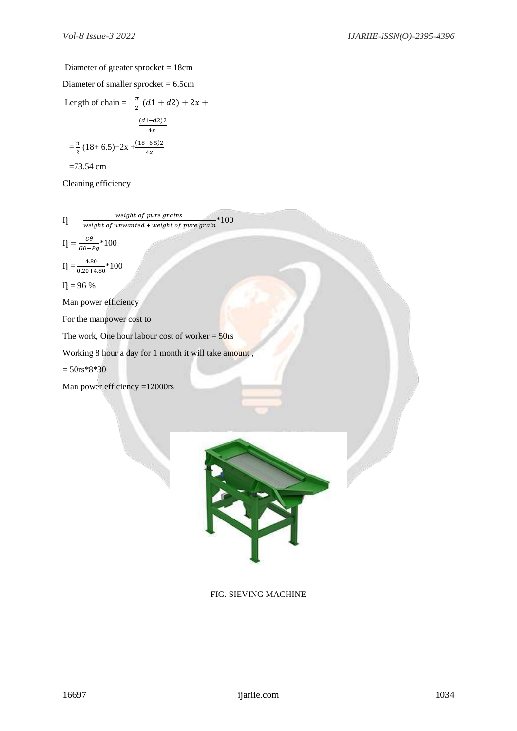Diameter of greater sprocket = 18cm

Diameter of smaller sprocket = 6.5cm

Length of chain = $\frac{\pi}{2}(d1+d2)+2x+\frac{(d1-d2)2}{4x}$

$=\frac{\pi}{2}(18+6.5)+2x+\frac{(18-6.5)2}{4x}$

=73.54 cm

Cleaning efficiency

$\eta = \frac{weight\ of\ pure\ grains}{weight\ of\ unwanted + weight\ of\ pure\ grain}*100$

$\eta = \frac{G\theta}{G\theta+Pg}*100$

$\eta = \frac{4.80}{0.20+4.80}*100$

$\eta$ = 96 %

Man power efficiency

For the manpower cost to

The work, One hour labour cost of worker = 50rs

Working 8 hour a day for 1 month it will take amount ,

= 50rs*8*30

Man power efficiency =12000rs

FIG. SIEVING MACHINE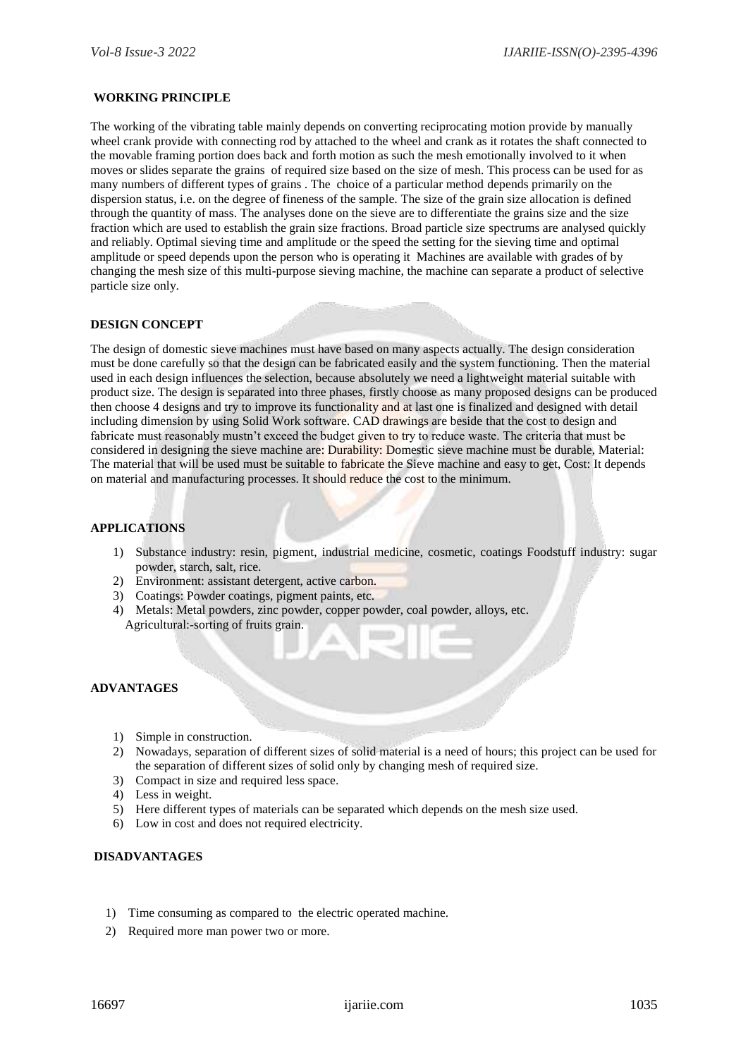## WORKING PRINCIPLE

The working of the vibrating table mainly depends on converting reciprocating motion provide by manually wheel crank provide with connecting rod by attached to the wheel and crank as it rotates the shaft connected to the movable framing portion does back and forth motion as such the mesh emotionally involved to it when moves or slides separate the grains of required size based on the size of mesh. This process can be used for as many numbers of different types of grains . The choice of a particular method depends primarily on the dispersion status, i.e. on the degree of fineness of the sample. The size of the grain size allocation is defined through the quantity of mass. The analyses done on the sieve are to differentiate the grains size and the size fraction which are used to establish the grain size fractions. Broad particle size spectrums are analysed quickly and reliably. Optimal sieving time and amplitude or the speed the setting for the sieving time and optimal amplitude or speed depends upon the person who is operating it Machines are available with grades of by changing the mesh size of this multi-purpose sieving machine, the machine can separate a product of selective particle size only.

## DESIGN CONCEPT

The design of domestic sieve machines must have based on many aspects actually. The design consideration must be done carefully so that the design can be fabricated easily and the system functioning. Then the material used in each design influences the selection, because absolutely we need a lightweight material suitable with product size. The design is separated into three phases, firstly choose as many proposed designs can be produced then choose 4 designs and try to improve its functionality and at last one is finalized and designed with detail including dimension by using Solid Work software. CAD drawings are beside that the cost to design and fabricate must reasonably mustn't exceed the budget given to try to reduce waste. The criteria that must be considered in designing the sieve machine are: Durability: Domestic sieve machine must be durable, Material: The material that will be used must be suitable to fabricate the Sieve machine and easy to get, Cost: It depends on material and manufacturing processes. It should reduce the cost to the minimum.

## APPLICATIONS

1) Substance industry: resin, pigment, industrial medicine, cosmetic, coatings Foodstuff industry: sugar powder, starch, salt, rice.
2) Environment: assistant detergent, active carbon.
3) Coatings: Powder coatings, pigment paints, etc.
4) Metals: Metal powders, zinc powder, copper powder, coal powder, alloys, etc.
   Agricultural:-sorting of fruits grain.

## ADVANTAGES

1) Simple in construction.
2) Nowadays, separation of different sizes of solid material is a need of hours; this project can be used for the separation of different sizes of solid only by changing mesh of required size.
3) Compact in size and required less space.
4) Less in weight.
5) Here different types of materials can be separated which depends on the mesh size used.
6) Low in cost and does not required electricity.

## DISADVANTAGES

1) Time consuming as compared to the electric operated machine.
2) Required more man power two or more.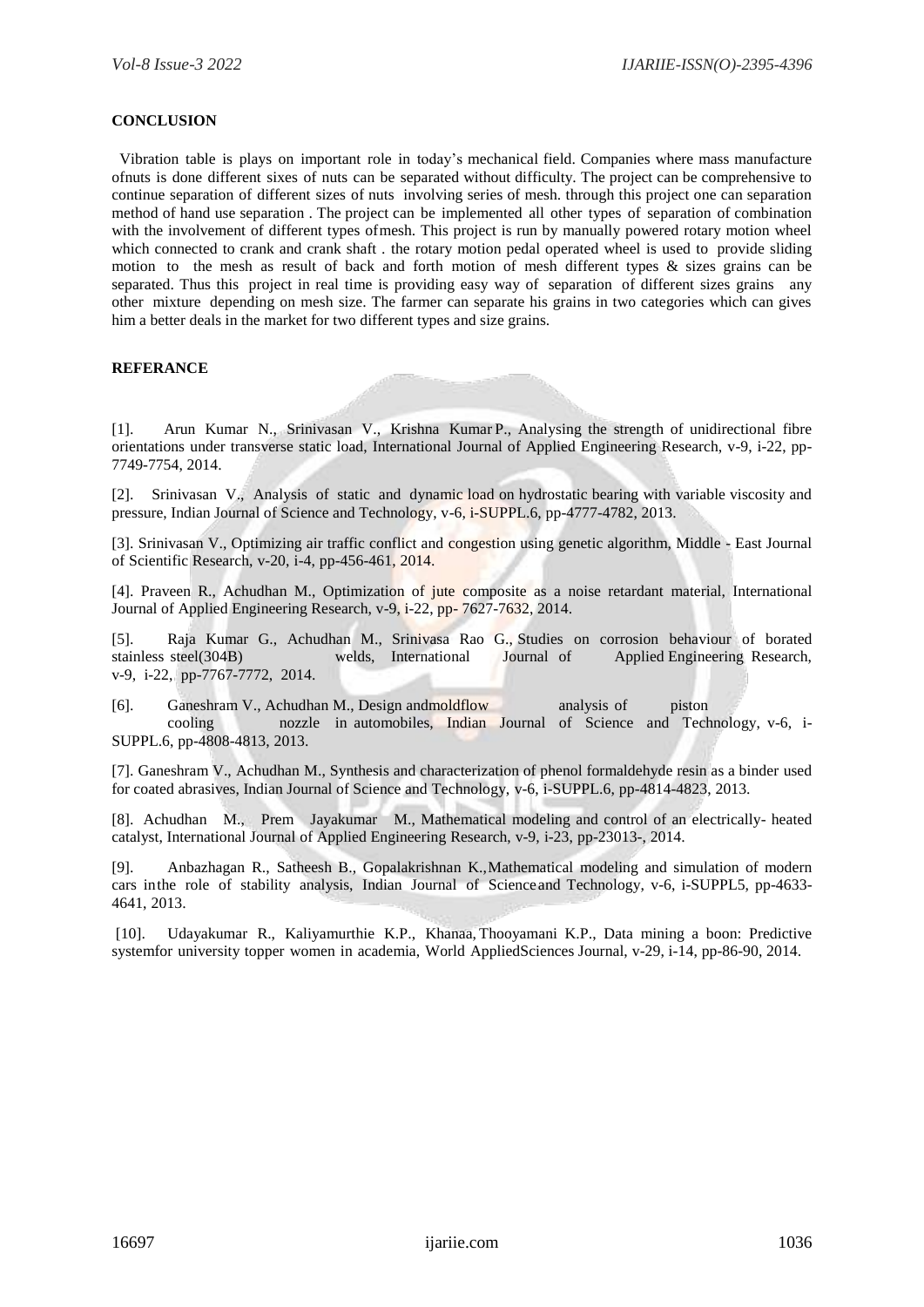## CONCLUSION

Vibration table is plays on important role in today's mechanical field. Companies where mass manufacture ofnuts is done different sixes of nuts can be separated without difficulty. The project can be comprehensive to continue separation of different sizes of nuts involving series of mesh. through this project one can separation method of hand use separation . The project can be implemented all other types of separation of combination with the involvement of different types ofmesh. This project is run by manually powered rotary motion wheel which connected to crank and crank shaft . the rotary motion pedal operated wheel is used to provide sliding motion to the mesh as result of back and forth motion of mesh different types & sizes grains can be separated. Thus this project in real time is providing easy way of separation of different sizes grains any other mixture depending on mesh size. The farmer can separate his grains in two categories which can gives him a better deals in the market for two different types and size grains.

## REFERANCE

[1]. Arun Kumar N., Srinivasan V., Krishna Kumar P., Analysing the strength of unidirectional fibre orientations under transverse static load, International Journal of Applied Engineering Research, v-9, i-22, pp-7749-7754, 2014.

[2]. Srinivasan V., Analysis of static and dynamic load on hydrostatic bearing with variable viscosity and pressure, Indian Journal of Science and Technology, v-6, i-SUPPL.6, pp-4777-4782, 2013.

[3]. Srinivasan V., Optimizing air traffic conflict and congestion using genetic algorithm, Middle - East Journal of Scientific Research, v-20, i-4, pp-456-461, 2014.

[4]. Praveen R., Achudhan M., Optimization of jute composite as a noise retardant material, International Journal of Applied Engineering Research, v-9, i-22, pp- 7627-7632, 2014.

[5]. Raja Kumar G., Achudhan M., Srinivasa Rao G., Studies on corrosion behaviour of borated stainless steel(304B) welds, International Journal of Applied Engineering Research, v-9, i-22, pp-7767-7772, 2014.

[6]. Ganeshram V., Achudhan M., Design andmoldflow analysis of piston cooling nozzle in automobiles, Indian Journal of Science and Technology, v-6, i-SUPPL.6, pp-4808-4813, 2013.

[7]. Ganeshram V., Achudhan M., Synthesis and characterization of phenol formaldehyde resin as a binder used for coated abrasives, Indian Journal of Science and Technology, v-6, i-SUPPL.6, pp-4814-4823, 2013.

[8]. Achudhan M., Prem Jayakumar M., Mathematical modeling and control of an electrically- heated catalyst, International Journal of Applied Engineering Research, v-9, i-23, pp-23013-, 2014.

[9]. Anbazhagan R., Satheesh B., Gopalakrishnan K.,Mathematical modeling and simulation of modern cars inthe role of stability analysis, Indian Journal of Scienceand Technology, v-6, i-SUPPL5, pp-4633-4641, 2013.

[10]. Udayakumar R., Kaliyamurthie K.P., Khanaa, Thooyamani K.P., Data mining a boon: Predictive systemfor university topper women in academia, World AppliedSciences Journal, v-29, i-14, pp-86-90, 2014.